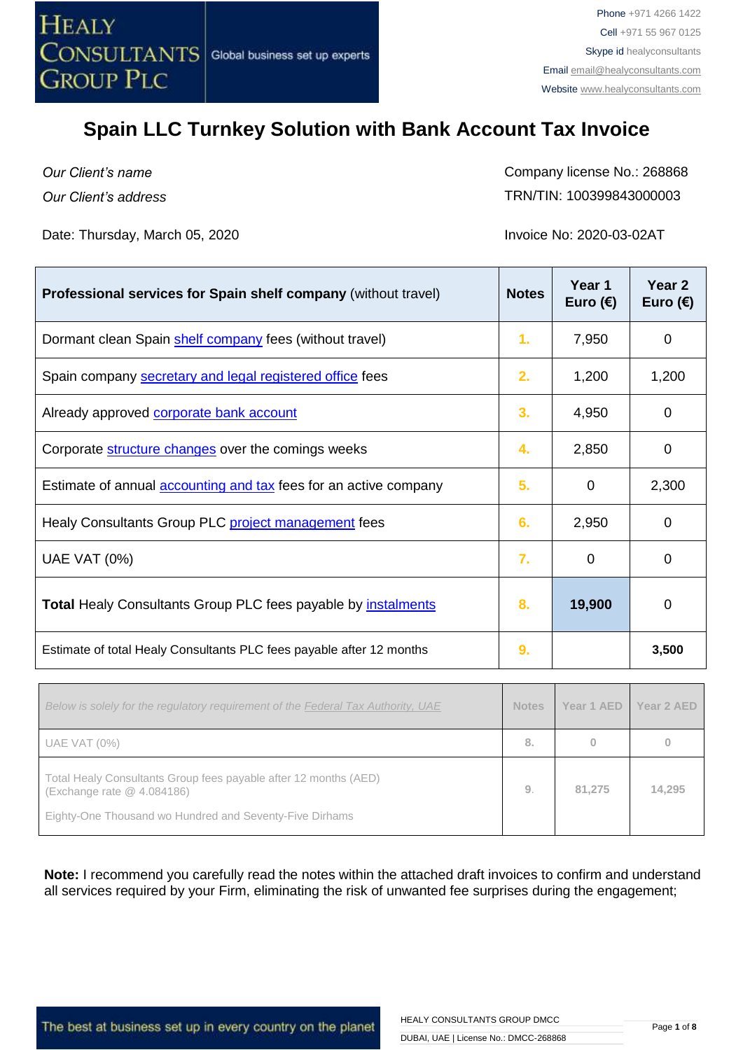HEALY CONSULTANTS GROUP PLC | Global business set up experts

Phone +971 4266 1422
Cell +971 55 967 0125
Skype id healyconsultants
Email email@healyconsultants.com
Website www.healyconsultants.com

# Spain LLC Turnkey Solution with Bank Account Tax Invoice

*Our Client's name*
*Our Client's address*

Company license No.: 268868
TRN/TIN: 100399843000003

Date: Thursday, March 05, 2020

Invoice No: 2020-03-02AT

| **Professional services for Spain shelf company** (without travel) | **Notes** | **Year 1 Euro (€)** | **Year 2 Euro (€)** |
|---|---|---|---|
| Dormant clean Spain shelf company fees (without travel) | 1. | 7,950 | 0 |
| Spain company secretary and legal registered office fees | 2. | 1,200 | 1,200 |
| Already approved corporate bank account | 3. | 4,950 | 0 |
| Corporate structure changes over the comings weeks | 4. | 2,850 | 0 |
| Estimate of annual accounting and tax fees for an active company | 5. | 0 | 2,300 |
| Healy Consultants Group PLC project management fees | 6. | 2,950 | 0 |
| UAE VAT (0%) | 7. | 0 | 0 |
| **Total** Healy Consultants Group PLC fees payable by instalments | 8. | **19,900** | 0 |
| Estimate of total Healy Consultants PLC fees payable after 12 months | 9. | | **3,500** |

| *Below is solely for the regulatory requirement of the Federal Tax Authority, UAE* | Notes | Year 1 AED | Year 2 AED |
|---|---|---|---|
| UAE VAT (0%) | 8. | 0 | 0 |
| Total Healy Consultants Group fees payable after 12 months (AED) (Exchange rate @ 4.084186) Eighty-One Thousand wo Hundred and Seventy-Five Dirhams | 9. | 81,275 | 14,295 |

**Note:** I recommend you carefully read the notes within the attached draft invoices to confirm and understand all services required by your Firm, eliminating the risk of unwanted fee surprises during the engagement;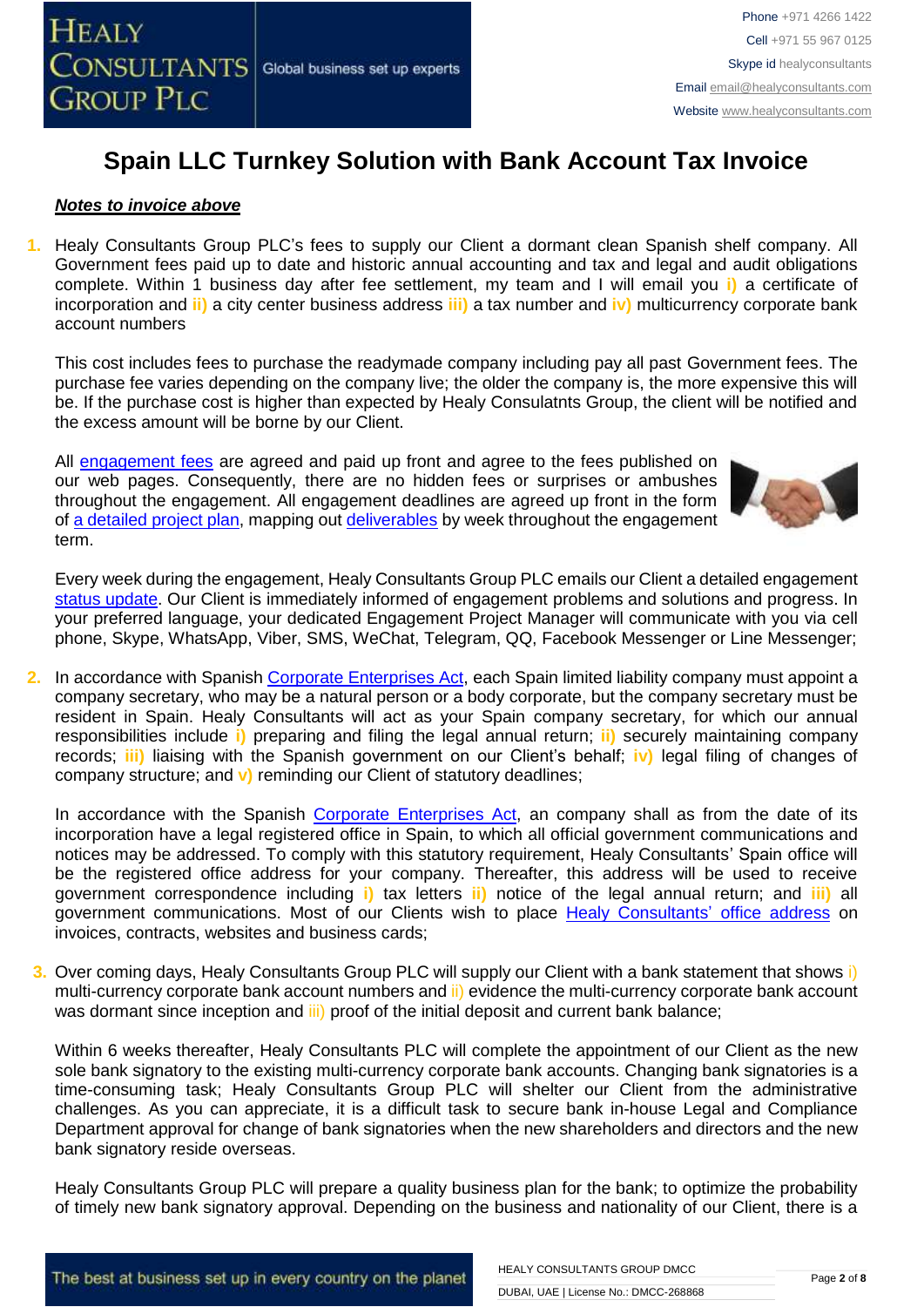# Spain LLC Turnkey Solution with Bank Account Tax Invoice

***Notes to invoice above***

1. Healy Consultants Group PLC's fees to supply our Client a dormant clean Spanish shelf company. All Government fees paid up to date and historic annual accounting and tax and legal and audit obligations complete. Within 1 business day after fee settlement, my team and I will email you **i)** a certificate of incorporation and **ii)** a city center business address **iii)** a tax number and **iv)** multicurrency corporate bank account numbers

   This cost includes fees to purchase the readymade company including pay all past Government fees. The purchase fee varies depending on the company live; the older the company is, the more expensive this will be. If the purchase cost is higher than expected by Healy Consulatnts Group, the client will be notified and the excess amount will be borne by our Client.

   All engagement fees are agreed and paid up front and agree to the fees published on our web pages. Consequently, there are no hidden fees or surprises or ambushes throughout the engagement. All engagement deadlines are agreed up front in the form of a detailed project plan, mapping out deliverables by week throughout the engagement term.

   Every week during the engagement, Healy Consultants Group PLC emails our Client a detailed engagement status update. Our Client is immediately informed of engagement problems and solutions and progress. In your preferred language, your dedicated Engagement Project Manager will communicate with you via cell phone, Skype, WhatsApp, Viber, SMS, WeChat, Telegram, QQ, Facebook Messenger or Line Messenger;

2. In accordance with Spanish Corporate Enterprises Act, each Spain limited liability company must appoint a company secretary, who may be a natural person or a body corporate, but the company secretary must be resident in Spain. Healy Consultants will act as your Spain company secretary, for which our annual responsibilities include **i)** preparing and filing the legal annual return; **ii)** securely maintaining company records; **iii)** liaising with the Spanish government on our Client's behalf; **iv)** legal filing of changes of company structure; and **v)** reminding our Client of statutory deadlines;

   In accordance with the Spanish Corporate Enterprises Act, an company shall as from the date of its incorporation have a legal registered office in Spain, to which all official government communications and notices may be addressed. To comply with this statutory requirement, Healy Consultants' Spain office will be the registered office address for your company. Thereafter, this address will be used to receive government correspondence including **i)** tax letters **ii)** notice of the legal annual return; and **iii)** all government communications. Most of our Clients wish to place Healy Consultants' office address on invoices, contracts, websites and business cards;

3. Over coming days, Healy Consultants Group PLC will supply our Client with a bank statement that shows i) multi-currency corporate bank account numbers and ii) evidence the multi-currency corporate bank account was dormant since inception and iii) proof of the initial deposit and current bank balance;

   Within 6 weeks thereafter, Healy Consultants PLC will complete the appointment of our Client as the new sole bank signatory to the existing multi-currency corporate bank accounts. Changing bank signatories is a time-consuming task; Healy Consultants Group PLC will shelter our Client from the administrative challenges. As you can appreciate, it is a difficult task to secure bank in-house Legal and Compliance Department approval for change of bank signatories when the new shareholders and directors and the new bank signatory reside overseas.

   Healy Consultants Group PLC will prepare a quality business plan for the bank; to optimize the probability of timely new bank signatory approval. Depending on the business and nationality of our Client, there is a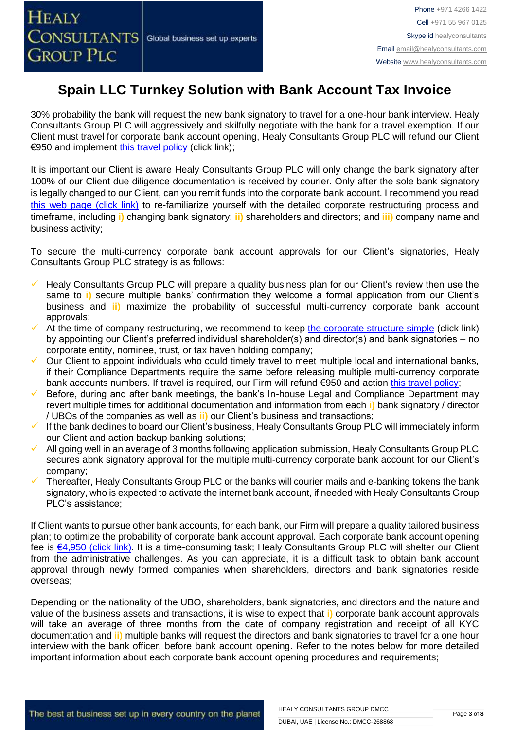# Spain LLC Turnkey Solution with Bank Account Tax Invoice

30% probability the bank will request the new bank signatory to travel for a one-hour bank interview. Healy Consultants Group PLC will aggressively and skilfully negotiate with the bank for a travel exemption. If our Client must travel for corporate bank account opening, Healy Consultants Group PLC will refund our Client €950 and implement this travel policy (click link);

It is important our Client is aware Healy Consultants Group PLC will only change the bank signatory after 100% of our Client due diligence documentation is received by courier. Only after the sole bank signatory is legally changed to our Client, can you remit funds into the corporate bank account. I recommend you read this web page (click link) to re-familiarize yourself with the detailed corporate restructuring process and timeframe, including **i)** changing bank signatory; **ii)** shareholders and directors; and **iii)** company name and business activity;

To secure the multi-currency corporate bank account approvals for our Client's signatories, Healy Consultants Group PLC strategy is as follows:

- ✓ Healy Consultants Group PLC will prepare a quality business plan for our Client's review then use the same to **i)** secure multiple banks' confirmation they welcome a formal application from our Client's business and **ii)** maximize the probability of successful multi-currency corporate bank account approvals;
- ✓ At the time of company restructuring, we recommend to keep the corporate structure simple (click link) by appointing our Client's preferred individual shareholder(s) and director(s) and bank signatories – no corporate entity, nominee, trust, or tax haven holding company;
- ✓ Our Client to appoint individuals who could timely travel to meet multiple local and international banks, if their Compliance Departments require the same before releasing multiple multi-currency corporate bank accounts numbers. If travel is required, our Firm will refund €950 and action this travel policy;
- ✓ Before, during and after bank meetings, the bank's In-house Legal and Compliance Department may revert multiple times for additional documentation and information from each **i)** bank signatory / director / UBOs of the companies as well as **ii)** our Client's business and transactions;
- ✓ If the bank declines to board our Client's business, Healy Consultants Group PLC will immediately inform our Client and action backup banking solutions;
- ✓ All going well in an average of 3 months following application submission, Healy Consultants Group PLC secures abnk signatory approval for the multiple multi-currency corporate bank account for our Client's company;
- ✓ Thereafter, Healy Consultants Group PLC or the banks will courier mails and e-banking tokens the bank signatory, who is expected to activate the internet bank account, if needed with Healy Consultants Group PLC's assistance;

If Client wants to pursue other bank accounts, for each bank, our Firm will prepare a quality tailored business plan; to optimize the probability of corporate bank account approval. Each corporate bank account opening fee is €4,950 (click link). It is a time-consuming task; Healy Consultants Group PLC will shelter our Client from the administrative challenges. As you can appreciate, it is a difficult task to obtain bank account approval through newly formed companies when shareholders, directors and bank signatories reside overseas;

Depending on the nationality of the UBO, shareholders, bank signatories, and directors and the nature and value of the business assets and transactions, it is wise to expect that **i)** corporate bank account approvals will take an average of three months from the date of company registration and receipt of all KYC documentation and **ii)** multiple banks will request the directors and bank signatories to travel for a one hour interview with the bank officer, before bank account opening. Refer to the notes below for more detailed important information about each corporate bank account opening procedures and requirements;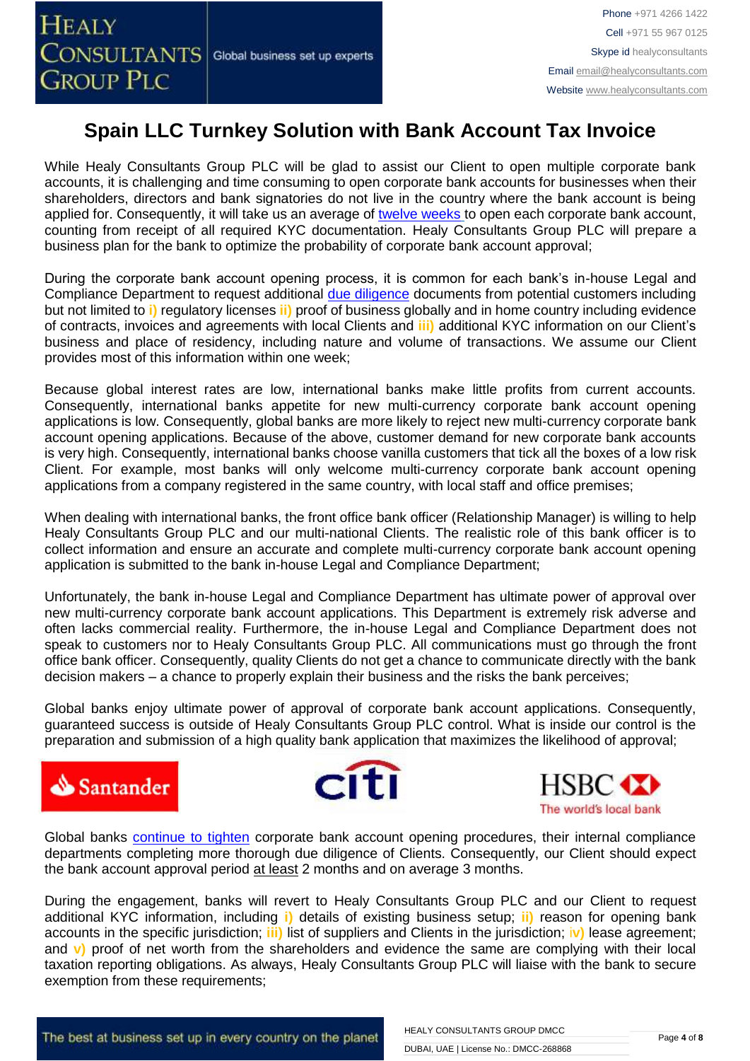# Spain LLC Turnkey Solution with Bank Account Tax Invoice

While Healy Consultants Group PLC will be glad to assist our Client to open multiple corporate bank accounts, it is challenging and time consuming to open corporate bank accounts for businesses when their shareholders, directors and bank signatories do not live in the country where the bank account is being applied for. Consequently, it will take us an average of twelve weeks to open each corporate bank account, counting from receipt of all required KYC documentation. Healy Consultants Group PLC will prepare a business plan for the bank to optimize the probability of corporate bank account approval;

During the corporate bank account opening process, it is common for each bank's in-house Legal and Compliance Department to request additional due diligence documents from potential customers including but not limited to **i)** regulatory licenses **ii)** proof of business globally and in home country including evidence of contracts, invoices and agreements with local Clients and **iii)** additional KYC information on our Client's business and place of residency, including nature and volume of transactions. We assume our Client provides most of this information within one week;

Because global interest rates are low, international banks make little profits from current accounts. Consequently, international banks appetite for new multi-currency corporate bank account opening applications is low. Consequently, global banks are more likely to reject new multi-currency corporate bank account opening applications. Because of the above, customer demand for new corporate bank accounts is very high. Consequently, international banks choose vanilla customers that tick all the boxes of a low risk Client. For example, most banks will only welcome multi-currency corporate bank account opening applications from a company registered in the same country, with local staff and office premises;

When dealing with international banks, the front office bank officer (Relationship Manager) is willing to help Healy Consultants Group PLC and our multi-national Clients. The realistic role of this bank officer is to collect information and ensure an accurate and complete multi-currency corporate bank account opening application is submitted to the bank in-house Legal and Compliance Department;

Unfortunately, the bank in-house Legal and Compliance Department has ultimate power of approval over new multi-currency corporate bank account applications. This Department is extremely risk adverse and often lacks commercial reality. Furthermore, the in-house Legal and Compliance Department does not speak to customers nor to Healy Consultants Group PLC. All communications must go through the front office bank officer. Consequently, quality Clients do not get a chance to communicate directly with the bank decision makers – a chance to properly explain their business and the risks the bank perceives;

Global banks enjoy ultimate power of approval of corporate bank account applications. Consequently, guaranteed success is outside of Healy Consultants Group PLC control. What is inside our control is the preparation and submission of a high quality bank application that maximizes the likelihood of approval;

Global banks continue to tighten corporate bank account opening procedures, their internal compliance departments completing more thorough due diligence of Clients. Consequently, our Client should expect the bank account approval period at least 2 months and on average 3 months.

During the engagement, banks will revert to Healy Consultants Group PLC and our Client to request additional KYC information, including **i)** details of existing business setup; **ii)** reason for opening bank accounts in the specific jurisdiction; **iii)** list of suppliers and Clients in the jurisdiction; **iv)** lease agreement; and **v)** proof of net worth from the shareholders and evidence the same are complying with their local taxation reporting obligations. As always, Healy Consultants Group PLC will liaise with the bank to secure exemption from these requirements;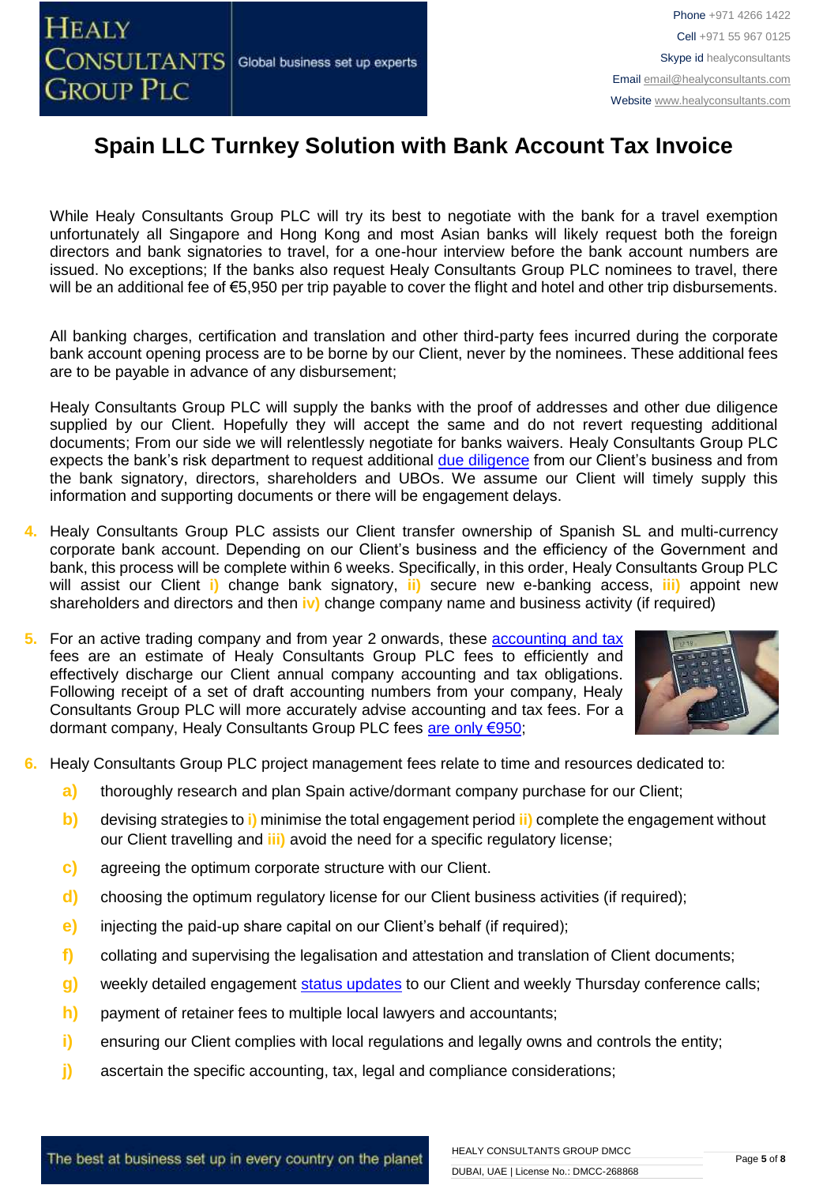# Spain LLC Turnkey Solution with Bank Account Tax Invoice

While Healy Consultants Group PLC will try its best to negotiate with the bank for a travel exemption unfortunately all Singapore and Hong Kong and most Asian banks will likely request both the foreign directors and bank signatories to travel, for a one-hour interview before the bank account numbers are issued. No exceptions; If the banks also request Healy Consultants Group PLC nominees to travel, there will be an additional fee of €5,950 per trip payable to cover the flight and hotel and other trip disbursements.

All banking charges, certification and translation and other third-party fees incurred during the corporate bank account opening process are to be borne by our Client, never by the nominees. These additional fees are to be payable in advance of any disbursement;

Healy Consultants Group PLC will supply the banks with the proof of addresses and other due diligence supplied by our Client. Hopefully they will accept the same and do not revert requesting additional documents; From our side we will relentlessly negotiate for banks waivers. Healy Consultants Group PLC expects the bank's risk department to request additional due diligence from our Client's business and from the bank signatory, directors, shareholders and UBOs. We assume our Client will timely supply this information and supporting documents or there will be engagement delays.

4. Healy Consultants Group PLC assists our Client transfer ownership of Spanish SL and multi-currency corporate bank account. Depending on our Client's business and the efficiency of the Government and bank, this process will be complete within 6 weeks. Specifically, in this order, Healy Consultants Group PLC will assist our Client **i)** change bank signatory, **ii)** secure new e-banking access, **iii)** appoint new shareholders and directors and then **iv)** change company name and business activity (if required)

5. For an active trading company and from year 2 onwards, these accounting and tax fees are an estimate of Healy Consultants Group PLC fees to efficiently and effectively discharge our Client annual company accounting and tax obligations. Following receipt of a set of draft accounting numbers from your company, Healy Consultants Group PLC will more accurately advise accounting and tax fees. For a dormant company, Healy Consultants Group PLC fees are only €950;

6. Healy Consultants Group PLC project management fees relate to time and resources dedicated to:

   **a)** thoroughly research and plan Spain active/dormant company purchase for our Client;

   **b)** devising strategies to **i)** minimise the total engagement period **ii)** complete the engagement without our Client travelling and **iii)** avoid the need for a specific regulatory license;

   **c)** agreeing the optimum corporate structure with our Client.

   **d)** choosing the optimum regulatory license for our Client business activities (if required);

   **e)** injecting the paid-up share capital on our Client's behalf (if required);

   **f)** collating and supervising the legalisation and attestation and translation of Client documents;

   **g)** weekly detailed engagement status updates to our Client and weekly Thursday conference calls;

   **h)** payment of retainer fees to multiple local lawyers and accountants;

   **i)** ensuring our Client complies with local regulations and legally owns and controls the entity;

   **j)** ascertain the specific accounting, tax, legal and compliance considerations;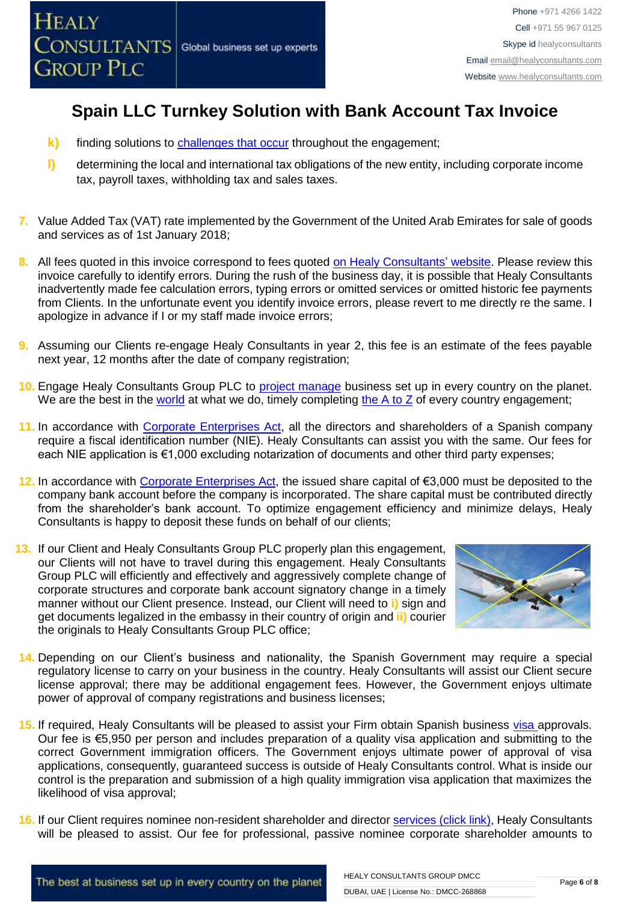# Spain LLC Turnkey Solution with Bank Account Tax Invoice

k) finding solutions to challenges that occur throughout the engagement;

l) determining the local and international tax obligations of the new entity, including corporate income tax, payroll taxes, withholding tax and sales taxes.

7. Value Added Tax (VAT) rate implemented by the Government of the United Arab Emirates for sale of goods and services as of 1st January 2018;

8. All fees quoted in this invoice correspond to fees quoted on Healy Consultants' website. Please review this invoice carefully to identify errors. During the rush of the business day, it is possible that Healy Consultants inadvertently made fee calculation errors, typing errors or omitted services or omitted historic fee payments from Clients. In the unfortunate event you identify invoice errors, please revert to me directly re the same. I apologize in advance if I or my staff made invoice errors;

9. Assuming our Clients re-engage Healy Consultants in year 2, this fee is an estimate of the fees payable next year, 12 months after the date of company registration;

10. Engage Healy Consultants Group PLC to project manage business set up in every country on the planet. We are the best in the world at what we do, timely completing the A to Z of every country engagement;

11. In accordance with Corporate Enterprises Act, all the directors and shareholders of a Spanish company require a fiscal identification number (NIE). Healy Consultants can assist you with the same. Our fees for each NIE application is €1,000 excluding notarization of documents and other third party expenses;

12. In accordance with Corporate Enterprises Act, the issued share capital of €3,000 must be deposited to the company bank account before the company is incorporated. The share capital must be contributed directly from the shareholder's bank account. To optimize engagement efficiency and minimize delays, Healy Consultants is happy to deposit these funds on behalf of our clients;

13. If our Client and Healy Consultants Group PLC properly plan this engagement, our Clients will not have to travel during this engagement. Healy Consultants Group PLC will efficiently and effectively and aggressively complete change of corporate structures and corporate bank account signatory change in a timely manner without our Client presence. Instead, our Client will need to i) sign and get documents legalized in the embassy in their country of origin and ii) courier the originals to Healy Consultants Group PLC office;

14. Depending on our Client's business and nationality, the Spanish Government may require a special regulatory license to carry on your business in the country. Healy Consultants will assist our Client secure license approval; there may be additional engagement fees. However, the Government enjoys ultimate power of approval of company registrations and business licenses;

15. If required, Healy Consultants will be pleased to assist your Firm obtain Spanish business visa approvals. Our fee is €5,950 per person and includes preparation of a quality visa application and submitting to the correct Government immigration officers. The Government enjoys ultimate power of approval of visa applications, consequently, guaranteed success is outside of Healy Consultants control. What is inside our control is the preparation and submission of a high quality immigration visa application that maximizes the likelihood of visa approval;

16. If our Client requires nominee non-resident shareholder and director services (click link), Healy Consultants will be pleased to assist. Our fee for professional, passive nominee corporate shareholder amounts to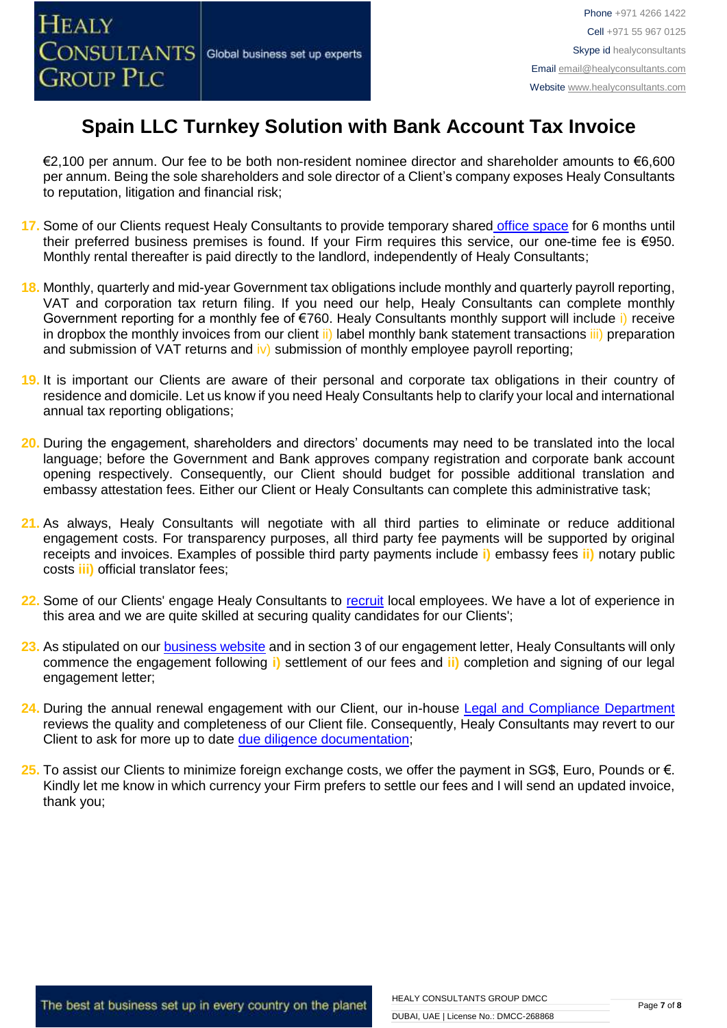# Spain LLC Turnkey Solution with Bank Account Tax Invoice

€2,100 per annum. Our fee to be both non-resident nominee director and shareholder amounts to €6,600 per annum. Being the sole shareholders and sole director of a Client's company exposes Healy Consultants to reputation, litigation and financial risk;

17. Some of our Clients request Healy Consultants to provide temporary shared office space for 6 months until their preferred business premises is found. If your Firm requires this service, our one-time fee is €950. Monthly rental thereafter is paid directly to the landlord, independently of Healy Consultants;

18. Monthly, quarterly and mid-year Government tax obligations include monthly and quarterly payroll reporting, VAT and corporation tax return filing. If you need our help, Healy Consultants can complete monthly Government reporting for a monthly fee of €760. Healy Consultants monthly support will include i) receive in dropbox the monthly invoices from our client ii) label monthly bank statement transactions iii) preparation and submission of VAT returns and iv) submission of monthly employee payroll reporting;

19. It is important our Clients are aware of their personal and corporate tax obligations in their country of residence and domicile. Let us know if you need Healy Consultants help to clarify your local and international annual tax reporting obligations;

20. During the engagement, shareholders and directors' documents may need to be translated into the local language; before the Government and Bank approves company registration and corporate bank account opening respectively. Consequently, our Client should budget for possible additional translation and embassy attestation fees. Either our Client or Healy Consultants can complete this administrative task;

21. As always, Healy Consultants will negotiate with all third parties to eliminate or reduce additional engagement costs. For transparency purposes, all third party fee payments will be supported by original receipts and invoices. Examples of possible third party payments include i) embassy fees ii) notary public costs iii) official translator fees;

22. Some of our Clients' engage Healy Consultants to recruit local employees. We have a lot of experience in this area and we are quite skilled at securing quality candidates for our Clients';

23. As stipulated on our business website and in section 3 of our engagement letter, Healy Consultants will only commence the engagement following i) settlement of our fees and ii) completion and signing of our legal engagement letter;

24. During the annual renewal engagement with our Client, our in-house Legal and Compliance Department reviews the quality and completeness of our Client file. Consequently, Healy Consultants may revert to our Client to ask for more up to date due diligence documentation;

25. To assist our Clients to minimize foreign exchange costs, we offer the payment in SG$, Euro, Pounds or €. Kindly let me know in which currency your Firm prefers to settle our fees and I will send an updated invoice, thank you;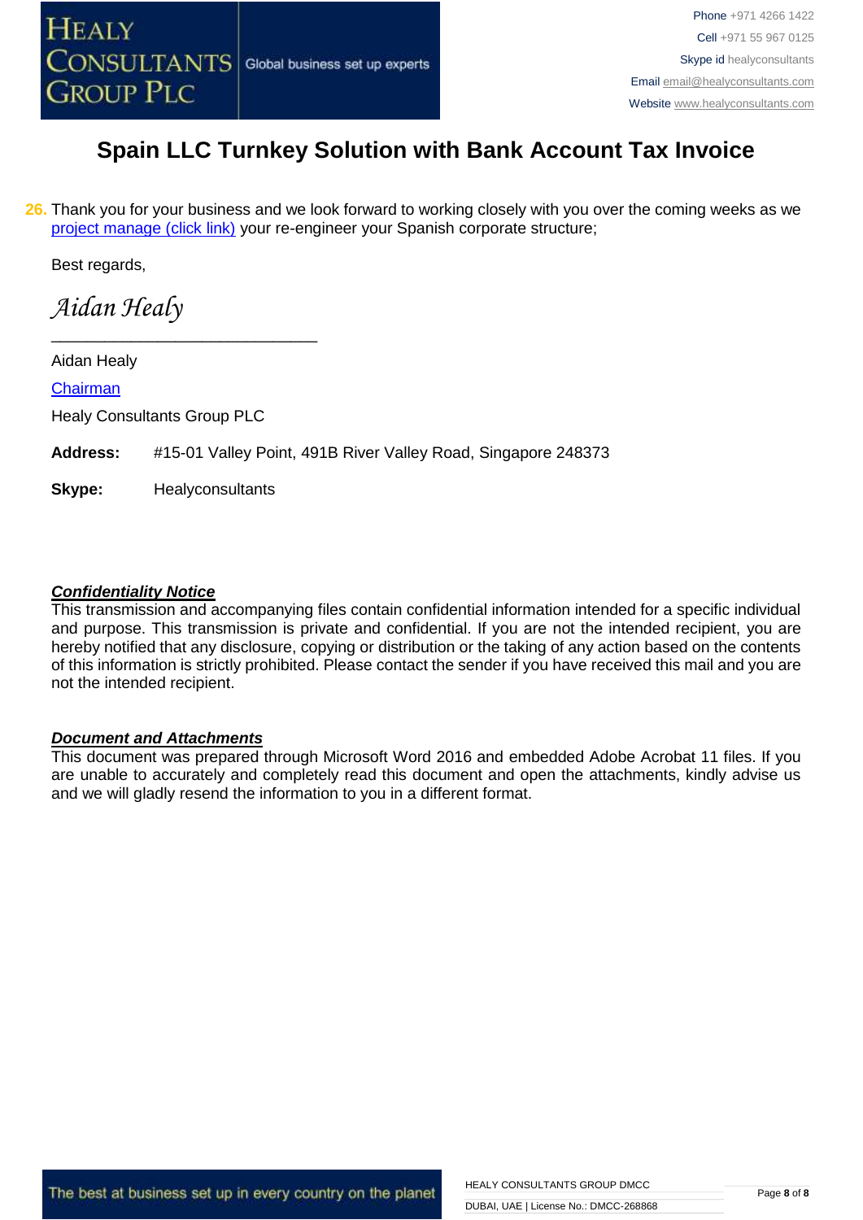# Spain LLC Turnkey Solution with Bank Account Tax Invoice

26. Thank you for your business and we look forward to working closely with you over the coming weeks as we project manage (click link) your re-engineer your Spanish corporate structure;

Best regards,

*Aidan Healy*

\_\_\_\_\_\_\_\_\_\_\_\_\_\_\_\_\_\_\_\_\_\_\_\_\_\_\_\_\_\_

Aidan Healy

Chairman

Healy Consultants Group PLC

**Address:** #15-01 Valley Point, 491B River Valley Road, Singapore 248373

**Skype:** Healyconsultants

***Confidentiality Notice***

This transmission and accompanying files contain confidential information intended for a specific individual and purpose. This transmission is private and confidential. If you are not the intended recipient, you are hereby notified that any disclosure, copying or distribution or the taking of any action based on the contents of this information is strictly prohibited. Please contact the sender if you have received this mail and you are not the intended recipient.

***Document and Attachments***

This document was prepared through Microsoft Word 2016 and embedded Adobe Acrobat 11 files. If you are unable to accurately and completely read this document and open the attachments, kindly advise us and we will gladly resend the information to you in a different format.